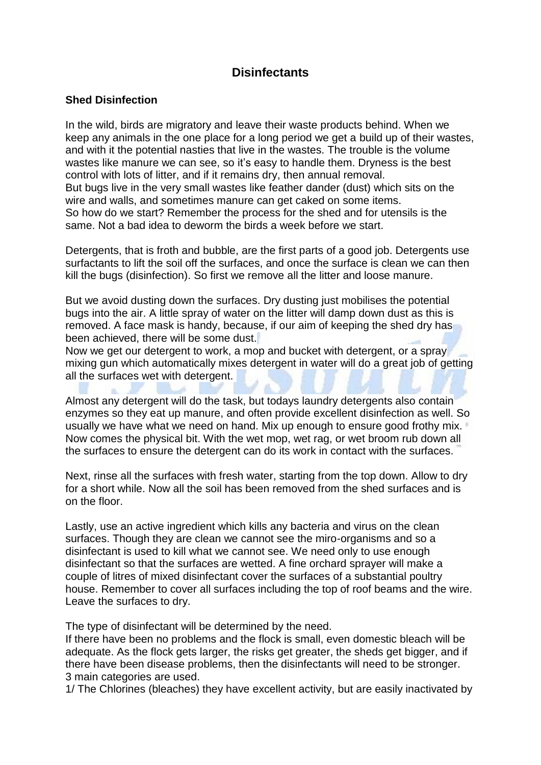# Disinfectants

## Shed Disinfection

In the wild, birds are migratory and leave their waste products behind. When we keep any animals in the one place for a long period we get a build up of their wastes, and with it the potential nasties that live in the wastes. The trouble is the volume wastes like manure we can see, so it's easy to handle them. Dryness is the best control with lots of litter, and if it remains dry, then annual removal.
But bugs live in the very small wastes like feather dander (dust) which sits on the wire and walls, and sometimes manure can get caked on some items.
So how do we start? Remember the process for the shed and for utensils is the same. Not a bad idea to deworm the birds a week before we start.

Detergents, that is froth and bubble, are the first parts of a good job. Detergents use surfactants to lift the soil off the surfaces, and once the surface is clean we can then kill the bugs (disinfection). So first we remove all the litter and loose manure.

But we avoid dusting down the surfaces. Dry dusting just mobilises the potential bugs into the air. A little spray of water on the litter will damp down dust as this is removed. A face mask is handy, because, if our aim of keeping the shed dry has been achieved, there will be some dust.
Now we get our detergent to work, a mop and bucket with detergent, or a spray mixing gun which automatically mixes detergent in water will do a great job of getting all the surfaces wet with detergent.

Almost any detergent will do the task, but todays laundry detergents also contain enzymes so they eat up manure, and often provide excellent disinfection as well. So usually we have what we need on hand. Mix up enough to ensure good frothy mix.
Now comes the physical bit. With the wet mop, wet rag, or wet broom rub down all the surfaces to ensure the detergent can do its work in contact with the surfaces.

Next, rinse all the surfaces with fresh water, starting from the top down. Allow to dry for a short while. Now all the soil has been removed from the shed surfaces and is on the floor.

Lastly, use an active ingredient which kills any bacteria and virus on the clean surfaces. Though they are clean we cannot see the miro-organisms and so a disinfectant is used to kill what we cannot see. We need only to use enough disinfectant so that the surfaces are wetted. A fine orchard sprayer will make a couple of litres of mixed disinfectant cover the surfaces of a substantial poultry house. Remember to cover all surfaces including the top of roof beams and the wire. Leave the surfaces to dry.

The type of disinfectant will be determined by the need.
If there have been no problems and the flock is small, even domestic bleach will be adequate. As the flock gets larger, the risks get greater, the sheds get bigger, and if there have been disease problems, then the disinfectants will need to be stronger.
3 main categories are used.
1/ The Chlorines (bleaches) they have excellent activity, but are easily inactivated by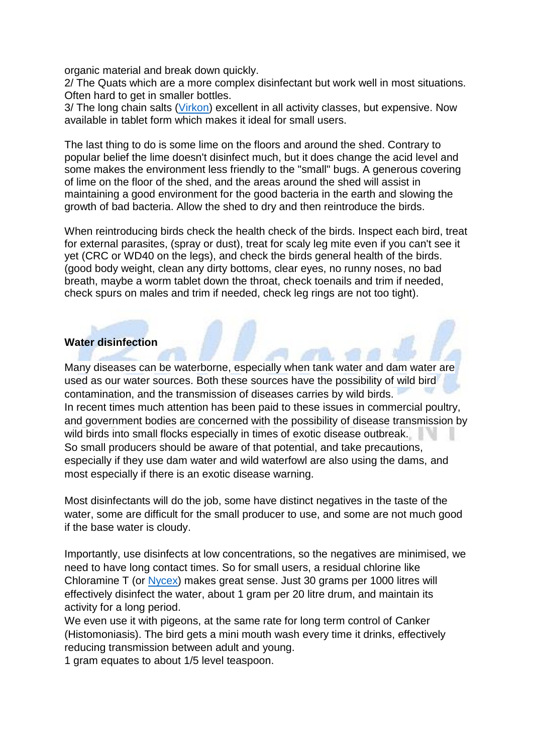organic material and break down quickly.
2/ The Quats which are a more complex disinfectant but work well in most situations. Often hard to get in smaller bottles.
3/ The long chain salts (Virkon) excellent in all activity classes, but expensive. Now available in tablet form which makes it ideal for small users.

The last thing to do is some lime on the floors and around the shed. Contrary to popular belief the lime doesn't disinfect much, but it does change the acid level and some makes the environment less friendly to the "small" bugs. A generous covering of lime on the floor of the shed, and the areas around the shed will assist in maintaining a good environment for the good bacteria in the earth and slowing the growth of bad bacteria. Allow the shed to dry and then reintroduce the birds.

When reintroducing birds check the health check of the birds. Inspect each bird, treat for external parasites, (spray or dust), treat for scaly leg mite even if you can't see it yet (CRC or WD40 on the legs), and check the birds general health of the birds. (good body weight, clean any dirty bottoms, clear eyes, no runny noses, no bad breath, maybe a worm tablet down the throat, check toenails and trim if needed, check spurs on males and trim if needed, check leg rings are not too tight).

**Water disinfection**

Many diseases can be waterborne, especially when tank water and dam water are used as our water sources. Both these sources have the possibility of wild bird contamination, and the transmission of diseases carries by wild birds.
In recent times much attention has been paid to these issues in commercial poultry, and government bodies are concerned with the possibility of disease transmission by wild birds into small flocks especially in times of exotic disease outbreak.
So small producers should be aware of that potential, and take precautions, especially if they use dam water and wild waterfowl are also using the dams, and most especially if there is an exotic disease warning.

Most disinfectants will do the job, some have distinct negatives in the taste of the water, some are difficult for the small producer to use, and some are not much good if the base water is cloudy.

Importantly, use disinfects at low concentrations, so the negatives are minimised, we need to have long contact times. So for small users, a residual chlorine like Chloramine T (or Nycex) makes great sense. Just 30 grams per 1000 litres will effectively disinfect the water, about 1 gram per 20 litre drum, and maintain its activity for a long period.
We even use it with pigeons, at the same rate for long term control of Canker (Histomoniasis). The bird gets a mini mouth wash every time it drinks, effectively reducing transmission between adult and young.
1 gram equates to about 1/5 level teaspoon.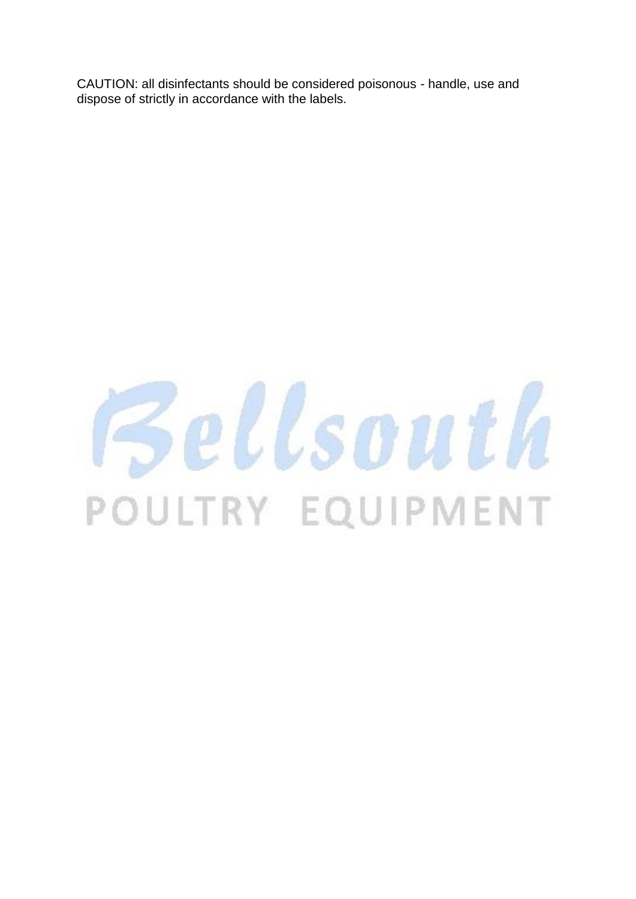CAUTION: all disinfectants should be considered poisonous - handle, use and dispose of strictly in accordance with the labels.